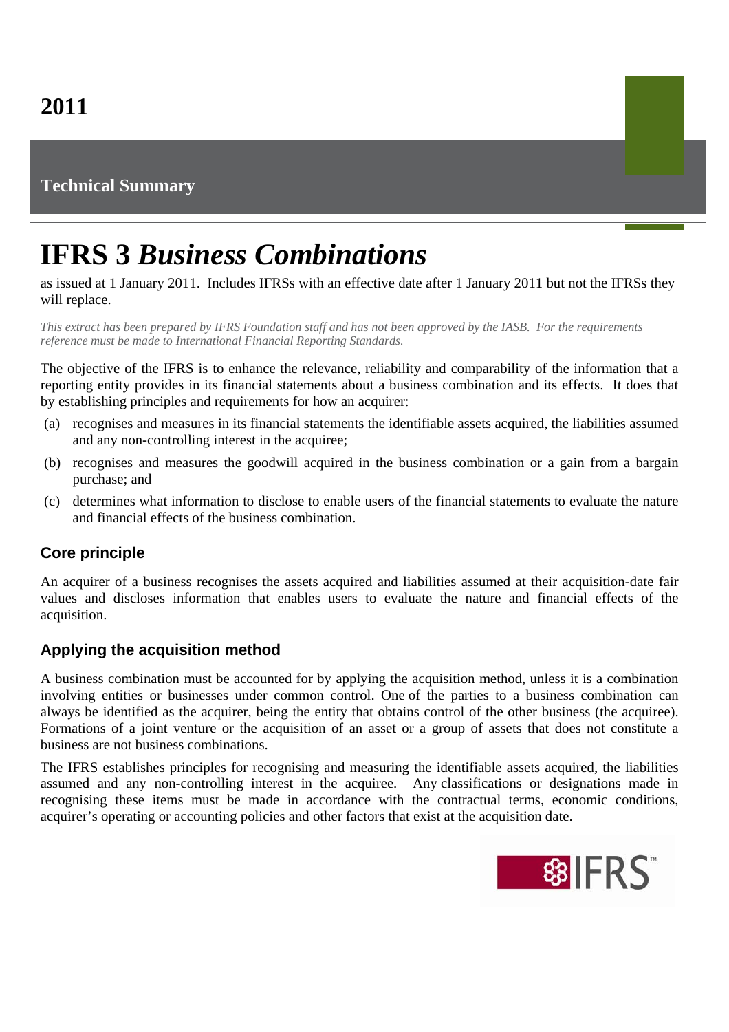# 2011

## Technical Summary

# IFRS 3 *Business Combinations*

as issued at 1 January 2011. Includes IFRSs with an effective date after 1 January 2011 but not the IFRSs they will replace.

*This extract has been prepared by IFRS Foundation staff and has not been approved by the IASB. For the requirements reference must be made to International Financial Reporting Standards.*

The objective of the IFRS is to enhance the relevance, reliability and comparability of the information that a reporting entity provides in its financial statements about a business combination and its effects. It does that by establishing principles and requirements for how an acquirer:

(a) recognises and measures in its financial statements the identifiable assets acquired, the liabilities assumed and any non-controlling interest in the acquiree;

(b) recognises and measures the goodwill acquired in the business combination or a gain from a bargain purchase; and

(c) determines what information to disclose to enable users of the financial statements to evaluate the nature and financial effects of the business combination.

### Core principle

An acquirer of a business recognises the assets acquired and liabilities assumed at their acquisition-date fair values and discloses information that enables users to evaluate the nature and financial effects of the acquisition.

### Applying the acquisition method

A business combination must be accounted for by applying the acquisition method, unless it is a combination involving entities or businesses under common control. One of the parties to a business combination can always be identified as the acquirer, being the entity that obtains control of the other business (the acquiree). Formations of a joint venture or the acquisition of an asset or a group of assets that does not constitute a business are not business combinations.

The IFRS establishes principles for recognising and measuring the identifiable assets acquired, the liabilities assumed and any non-controlling interest in the acquiree. Any classifications or designations made in recognising these items must be made in accordance with the contractual terms, economic conditions, acquirer's operating or accounting policies and other factors that exist at the acquisition date.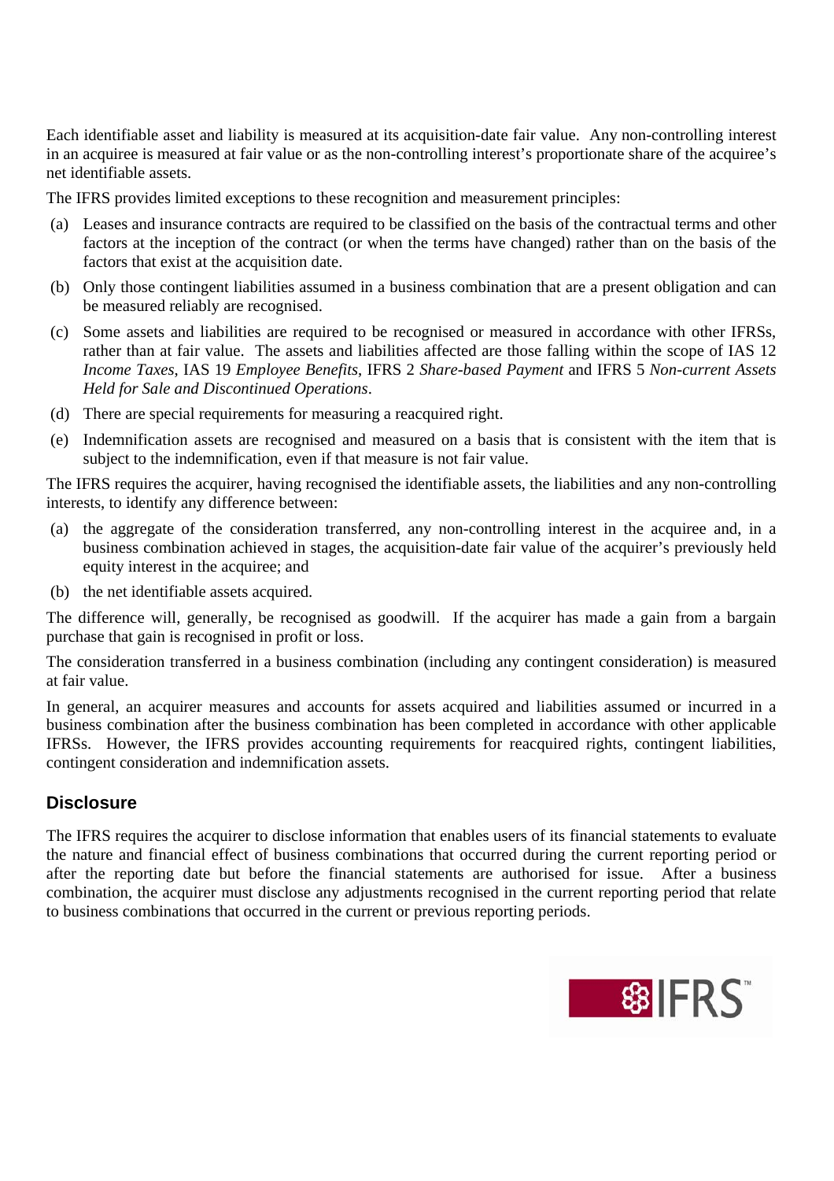Each identifiable asset and liability is measured at its acquisition-date fair value. Any non-controlling interest in an acquiree is measured at fair value or as the non-controlling interest's proportionate share of the acquiree's net identifiable assets.

The IFRS provides limited exceptions to these recognition and measurement principles:

(a) Leases and insurance contracts are required to be classified on the basis of the contractual terms and other factors at the inception of the contract (or when the terms have changed) rather than on the basis of the factors that exist at the acquisition date.

(b) Only those contingent liabilities assumed in a business combination that are a present obligation and can be measured reliably are recognised.

(c) Some assets and liabilities are required to be recognised or measured in accordance with other IFRSs, rather than at fair value. The assets and liabilities affected are those falling within the scope of IAS 12 *Income Taxes*, IAS 19 *Employee Benefits*, IFRS 2 *Share-based Payment* and IFRS 5 *Non-current Assets Held for Sale and Discontinued Operations*.

(d) There are special requirements for measuring a reacquired right.

(e) Indemnification assets are recognised and measured on a basis that is consistent with the item that is subject to the indemnification, even if that measure is not fair value.

The IFRS requires the acquirer, having recognised the identifiable assets, the liabilities and any non-controlling interests, to identify any difference between:

(a) the aggregate of the consideration transferred, any non-controlling interest in the acquiree and, in a business combination achieved in stages, the acquisition-date fair value of the acquirer's previously held equity interest in the acquiree; and

(b) the net identifiable assets acquired.

The difference will, generally, be recognised as goodwill. If the acquirer has made a gain from a bargain purchase that gain is recognised in profit or loss.

The consideration transferred in a business combination (including any contingent consideration) is measured at fair value.

In general, an acquirer measures and accounts for assets acquired and liabilities assumed or incurred in a business combination after the business combination has been completed in accordance with other applicable IFRSs. However, the IFRS provides accounting requirements for reacquired rights, contingent liabilities, contingent consideration and indemnification assets.

## Disclosure

The IFRS requires the acquirer to disclose information that enables users of its financial statements to evaluate the nature and financial effect of business combinations that occurred during the current reporting period or after the reporting date but before the financial statements are authorised for issue. After a business combination, the acquirer must disclose any adjustments recognised in the current reporting period that relate to business combinations that occurred in the current or previous reporting periods.